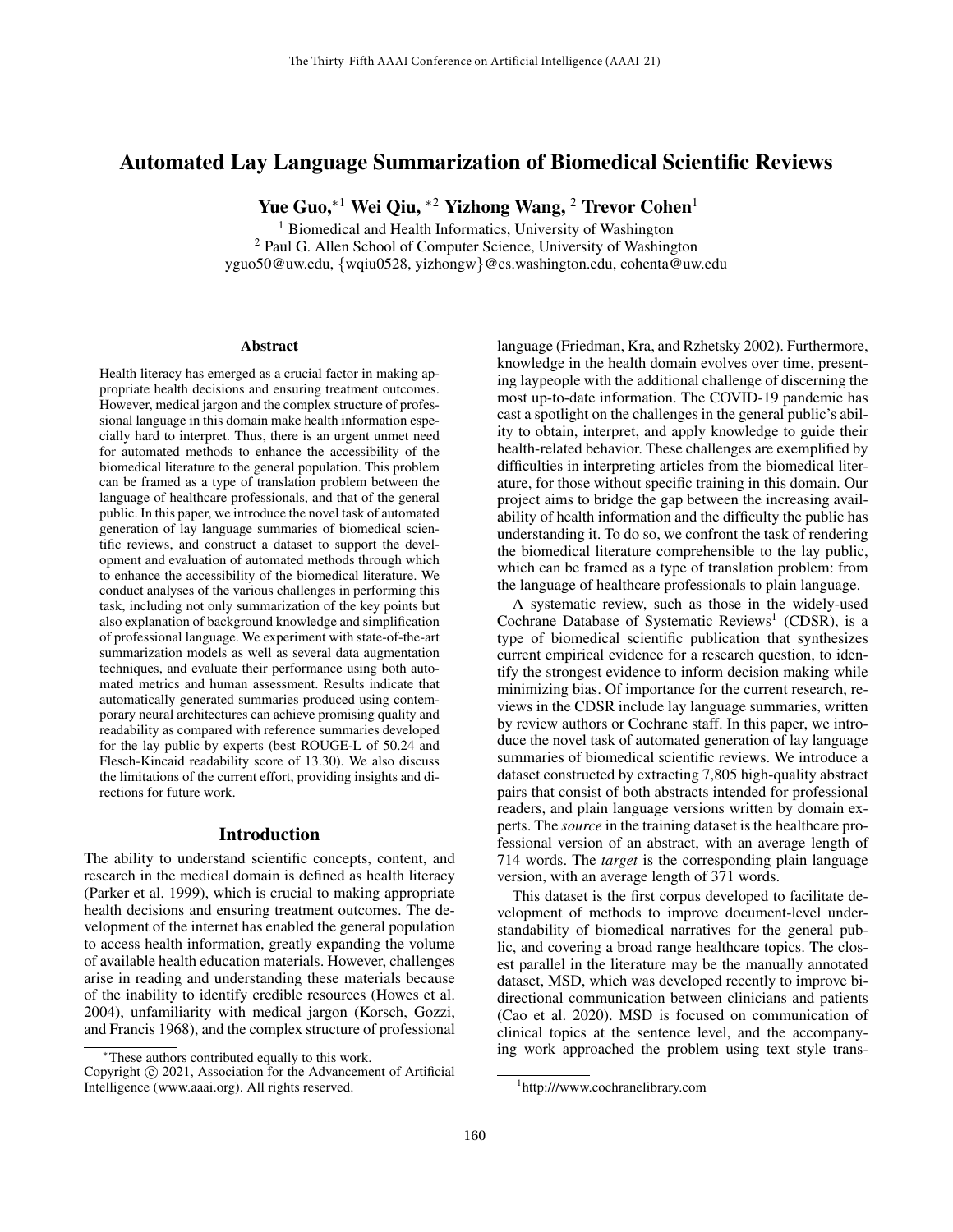# Automated Lay Language Summarization of Biomedical Scientific Reviews

**Yue Guo,**[*1] **Wei Qiu,** [*2] **Yizhong Wang,** [2] **Trevor Cohen**[1]

[1] Biomedical and Health Informatics, University of Washington
[2] Paul G. Allen School of Computer Science, University of Washington
yguo50@uw.edu, {wqiu0528, yizhongw}@cs.washington.edu, cohenta@uw.edu

## Abstract

Health literacy has emerged as a crucial factor in making appropriate health decisions and ensuring treatment outcomes. However, medical jargon and the complex structure of professional language in this domain make health information especially hard to interpret. Thus, there is an urgent unmet need for automated methods to enhance the accessibility of the biomedical literature to the general population. This problem can be framed as a type of translation problem between the language of healthcare professionals, and that of the general public. In this paper, we introduce the novel task of automated generation of lay language summaries of biomedical scientific reviews, and construct a dataset to support the development and evaluation of automated methods through which to enhance the accessibility of the biomedical literature. We conduct analyses of the various challenges in performing this task, including not only summarization of the key points but also explanation of background knowledge and simplification of professional language. We experiment with state-of-the-art summarization models as well as several data augmentation techniques, and evaluate their performance using both automated metrics and human assessment. Results indicate that automatically generated summaries produced using contemporary neural architectures can achieve promising quality and readability as compared with reference summaries developed for the lay public by experts (best ROUGE-L of 50.24 and Flesch-Kincaid readability score of 13.30). We also discuss the limitations of the current effort, providing insights and directions for future work.

## Introduction

The ability to understand scientific concepts, content, and research in the medical domain is defined as health literacy (Parker et al. 1999), which is crucial to making appropriate health decisions and ensuring treatment outcomes. The development of the internet has enabled the general population to access health information, greatly expanding the volume of available health education materials. However, challenges arise in reading and understanding these materials because of the inability to identify credible resources (Howes et al. 2004), unfamiliarity with medical jargon (Korsch, Gozzi, and Francis 1968), and the complex structure of professional language (Friedman, Kra, and Rzhetsky 2002). Furthermore, knowledge in the health domain evolves over time, presenting laypeople with the additional challenge of discerning the most up-to-date information. The COVID-19 pandemic has cast a spotlight on the challenges in the general public's ability to obtain, interpret, and apply knowledge to guide their health-related behavior. These challenges are exemplified by difficulties in interpreting articles from the biomedical literature, for those without specific training in this domain. Our project aims to bridge the gap between the increasing availability of health information and the difficulty the public has understanding it. To do so, we confront the task of rendering the biomedical literature comprehensible to the lay public, which can be framed as a type of translation problem: from the language of healthcare professionals to plain language.

A systematic review, such as those in the widely-used Cochrane Database of Systematic Reviews[1] (CDSR), is a type of biomedical scientific publication that synthesizes current empirical evidence for a research question, to identify the strongest evidence to inform decision making while minimizing bias. Of importance for the current research, reviews in the CDSR include lay language summaries, written by review authors or Cochrane staff. In this paper, we introduce the novel task of automated generation of lay language summaries of biomedical scientific reviews. We introduce a dataset constructed by extracting 7,805 high-quality abstract pairs that consist of both abstracts intended for professional readers, and plain language versions written by domain experts. The *source* in the training dataset is the healthcare professional version of an abstract, with an average length of 714 words. The *target* is the corresponding plain language version, with an average length of 371 words.

This dataset is the first corpus developed to facilitate development of methods to improve document-level understandability of biomedical narratives for the general public, and covering a broad range healthcare topics. The closest parallel in the literature may be the manually annotated dataset, MSD, which was developed recently to improve bidirectional communication between clinicians and patients (Cao et al. 2020). MSD is focused on communication of clinical topics at the sentence level, and the accompanying work approached the problem using text style trans-

---

[*] These authors contributed equally to this work.
Copyright © 2021, Association for the Advancement of Artificial Intelligence (www.aaai.org). All rights reserved.

[1] http:///www.cochranelibrary.com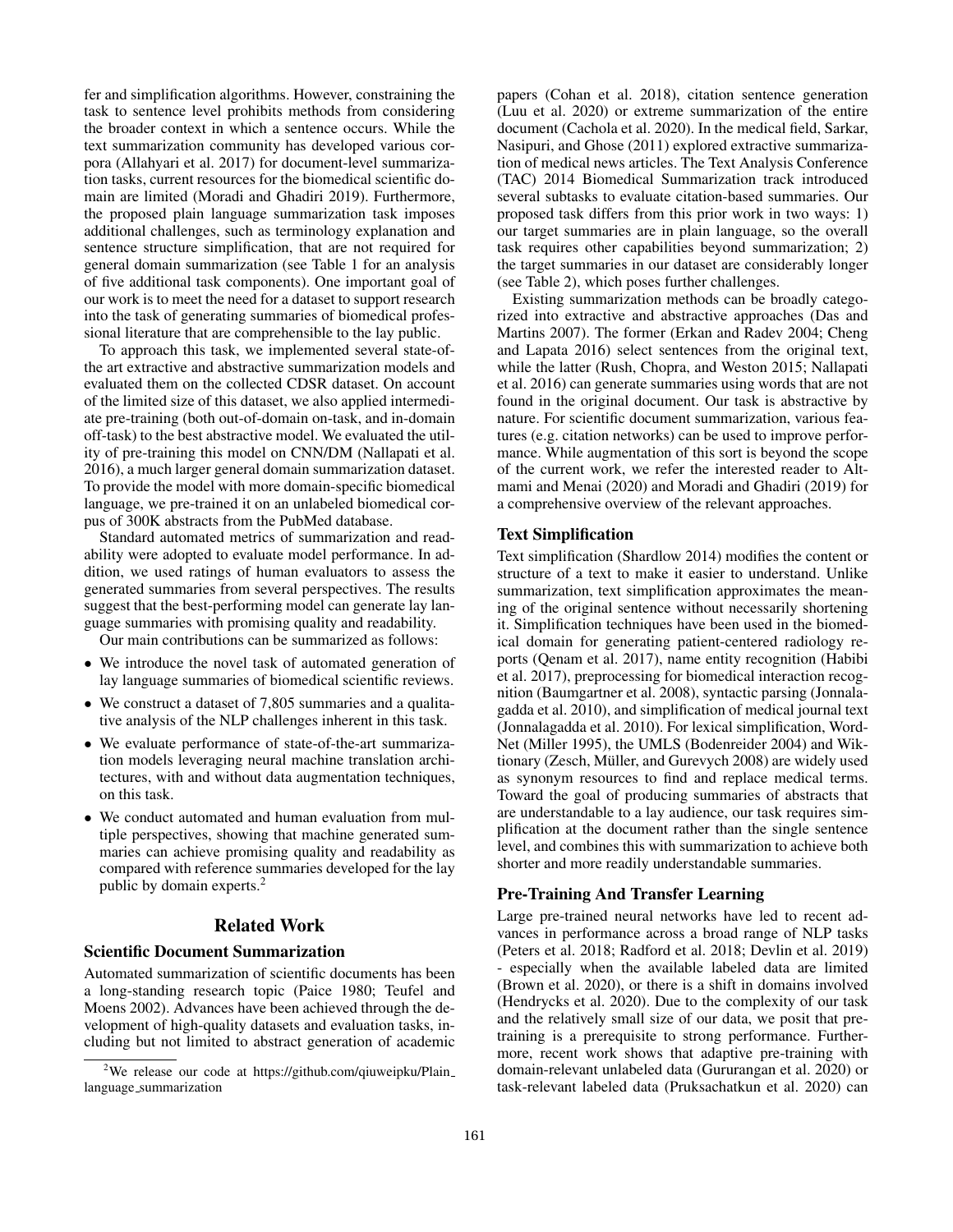fer and simplification algorithms. However, constraining the task to sentence level prohibits methods from considering the broader context in which a sentence occurs. While the text summarization community has developed various corpora (Allahyari et al. 2017) for document-level summarization tasks, current resources for the biomedical scientific domain are limited (Moradi and Ghadiri 2019). Furthermore, the proposed plain language summarization task imposes additional challenges, such as terminology explanation and sentence structure simplification, that are not required for general domain summarization (see Table 1 for an analysis of five additional task components). One important goal of our work is to meet the need for a dataset to support research into the task of generating summaries of biomedical professional literature that are comprehensible to the lay public.

To approach this task, we implemented several state-of-the art extractive and abstractive summarization models and evaluated them on the collected CDSR dataset. On account of the limited size of this dataset, we also applied intermediate pre-training (both out-of-domain on-task, and in-domain off-task) to the best abstractive model. We evaluated the utility of pre-training this model on CNN/DM (Nallapati et al. 2016), a much larger general domain summarization dataset. To provide the model with more domain-specific biomedical language, we pre-trained it on an unlabeled biomedical corpus of 300K abstracts from the PubMed database.

Standard automated metrics of summarization and readability were adopted to evaluate model performance. In addition, we used ratings of human evaluators to assess the generated summaries from several perspectives. The results suggest that the best-performing model can generate lay language summaries with promising quality and readability.

Our main contributions can be summarized as follows:

- We introduce the novel task of automated generation of lay language summaries of biomedical scientific reviews.
- We construct a dataset of 7,805 summaries and a qualitative analysis of the NLP challenges inherent in this task.
- We evaluate performance of state-of-the-art summarization models leveraging neural machine translation architectures, with and without data augmentation techniques, on this task.
- We conduct automated and human evaluation from multiple perspectives, showing that machine generated summaries can achieve promising quality and readability as compared with reference summaries developed for the lay public by domain experts.[2]

## Related Work

### Scientific Document Summarization

Automated summarization of scientific documents has been a long-standing research topic (Paice 1980; Teufel and Moens 2002). Advances have been achieved through the development of high-quality datasets and evaluation tasks, including but not limited to abstract generation of academic papers (Cohan et al. 2018), citation sentence generation (Luu et al. 2020) or extreme summarization of the entire document (Cachola et al. 2020). In the medical field, Sarkar, Nasipuri, and Ghose (2011) explored extractive summarization of medical news articles. The Text Analysis Conference (TAC) 2014 Biomedical Summarization track introduced several subtasks to evaluate citation-based summaries. Our proposed task differs from this prior work in two ways: 1) our target summaries are in plain language, so the overall task requires other capabilities beyond summarization; 2) the target summaries in our dataset are considerably longer (see Table 2), which poses further challenges.

Existing summarization methods can be broadly categorized into extractive and abstractive approaches (Das and Martins 2007). The former (Erkan and Radev 2004; Cheng and Lapata 2016) select sentences from the original text, while the latter (Rush, Chopra, and Weston 2015; Nallapati et al. 2016) can generate summaries using words that are not found in the original document. Our task is abstractive by nature. For scientific document summarization, various features (e.g. citation networks) can be used to improve performance. While augmentation of this sort is beyond the scope of the current work, we refer the interested reader to Altmami and Menai (2020) and Moradi and Ghadiri (2019) for a comprehensive overview of the relevant approaches.

### Text Simplification

Text simplification (Shardlow 2014) modifies the content or structure of a text to make it easier to understand. Unlike summarization, text simplification approximates the meaning of the original sentence without necessarily shortening it. Simplification techniques have been used in the biomedical domain for generating patient-centered radiology reports (Qenam et al. 2017), name entity recognition (Habibi et al. 2017), preprocessing for biomedical interaction recognition (Baumgartner et al. 2008), syntactic parsing (Jonnalagadda et al. 2010), and simplification of medical journal text (Jonnalagadda et al. 2010). For lexical simplification, WordNet (Miller 1995), the UMLS (Bodenreider 2004) and Wiktionary (Zesch, Müller, and Gurevych 2008) are widely used as synonym resources to find and replace medical terms. Toward the goal of producing summaries of abstracts that are understandable to a lay audience, our task requires simplification at the document rather than the single sentence level, and combines this with summarization to achieve both shorter and more readily understandable summaries.

### Pre-Training And Transfer Learning

Large pre-trained neural networks have led to recent advances in performance across a broad range of NLP tasks (Peters et al. 2018; Radford et al. 2018; Devlin et al. 2019) - especially when the available labeled data are limited (Brown et al. 2020), or there is a shift in domains involved (Hendrycks et al. 2020). Due to the complexity of our task and the relatively small size of our data, we posit that pre-training is a prerequisite to strong performance. Furthermore, recent work shows that adaptive pre-training with domain-relevant unlabeled data (Gururangan et al. 2020) or task-relevant labeled data (Pruksachatkun et al. 2020) can

[2] We release our code at https://github.com/qiuweipku/Plain_language_summarization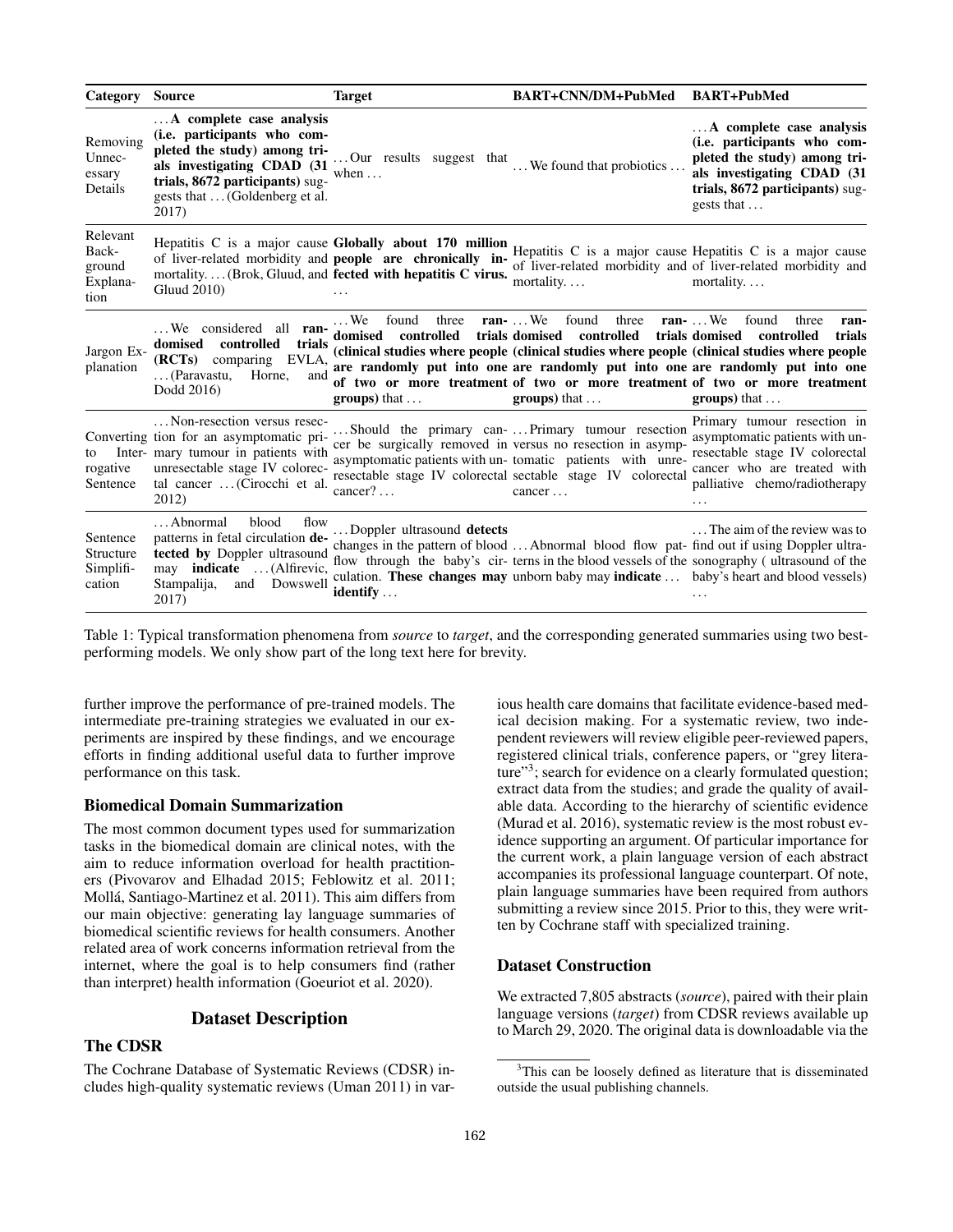| Category | Source | Target | BART+CNN/DM+PubMed | BART+PubMed |
|---|---|---|---|---|
| Removing Unnecessary Details | …**A complete case analysis (i.e. participants who completed the study) among trials investigating CDAD (31 trials, 8672 participants)** suggests that …(Goldenberg et al. 2017) | …Our results suggest that when … | …We found that probiotics … | …**A complete case analysis (i.e. participants who completed the study) among trials investigating CDAD (31 trials, 8672 participants)** suggests that … |
| Relevant Background Explanation | Hepatitis C is a major cause of liver-related morbidity and mortality. …(Brok, Gluud, and Gluud 2010) | **Globally about 170 million people are chronically infected with hepatitis C virus.** … | Hepatitis C is a major cause of liver-related morbidity and mortality. … | Hepatitis C is a major cause of liver-related morbidity and mortality. … |
| Jargon Explanation | …We considered all **randomised controlled trials (RCTs)** comparing EVLA, …(Paravastu, Horne, and Dodd 2016) | …We found three **randomised controlled trials (clinical studies where people are randomly put into one of two or more treatment groups)** that … | …We found three **randomised controlled trials (clinical studies where people are randomly put into one of two or more treatment groups)** that … | …We found three **randomised controlled trials (clinical studies where people are randomly put into one of two or more treatment groups)** that … |
| Converting to Interrogative Sentence | …Non-resection versus resection for an asymptomatic primary tumour in patients with unresectable stage IV colorectal cancer …(Cirocchi et al. 2012) | …Should the primary cancer be surgically removed in asymptomatic patients with unresectable stage IV colorectal cancer? … | …Primary tumour resection versus no resection in asymptomatic patients with unresectable stage IV colorectal cancer … | Primary tumour resection in asymptomatic patients with unresectable stage IV colorectal cancer who are treated with palliative chemo/radiotherapy … |
| Sentence Structure Simplification | …Abnormal blood flow patterns in fetal circulation **detected by** Doppler ultrasound may **indicate** …(Alfirevic, Stampalija, and Dowswell 2017) | …Doppler ultrasound **detects** changes in the pattern of blood flow through the baby's circulation. **These changes may identify** … | …Abnormal blood flow patterns in the blood vessels of the unborn baby may **indicate** … | …The aim of the review was to find out if using Doppler ultrasonography ( ultrasound of the baby's heart and blood vessels) … |

Table 1: Typical transformation phenomena from *source* to *target*, and the corresponding generated summaries using two best-performing models. We only show part of the long text here for brevity.

further improve the performance of pre-trained models. The intermediate pre-training strategies we evaluated in our experiments are inspired by these findings, and we encourage efforts in finding additional useful data to further improve performance on this task.

### Biomedical Domain Summarization

The most common document types used for summarization tasks in the biomedical domain are clinical notes, with the aim to reduce information overload for health practitioners (Pivovarov and Elhadad 2015; Feblowitz et al. 2011; Mollá, Santiago-Martinez et al. 2011). This aim differs from our main objective: generating lay language summaries of biomedical scientific reviews for health consumers. Another related area of work concerns information retrieval from the internet, where the goal is to help consumers find (rather than interpret) health information (Goeuriot et al. 2020).

## Dataset Description

### The CDSR

The Cochrane Database of Systematic Reviews (CDSR) includes high-quality systematic reviews (Uman 2011) in various health care domains that facilitate evidence-based medical decision making. For a systematic review, two independent reviewers will review eligible peer-reviewed papers, registered clinical trials, conference papers, or "grey literature"[3]; search for evidence on a clearly formulated question; extract data from the studies; and grade the quality of available data. According to the hierarchy of scientific evidence (Murad et al. 2016), systematic review is the most robust evidence supporting an argument. Of particular importance for the current work, a plain language version of each abstract accompanies its professional language counterpart. Of note, plain language summaries have been required from authors submitting a review since 2015. Prior to this, they were written by Cochrane staff with specialized training.

### Dataset Construction

We extracted 7,805 abstracts (*source*), paired with their plain language versions (*target*) from CDSR reviews available up to March 29, 2020. The original data is downloadable via the

[3]This can be loosely defined as literature that is disseminated outside the usual publishing channels.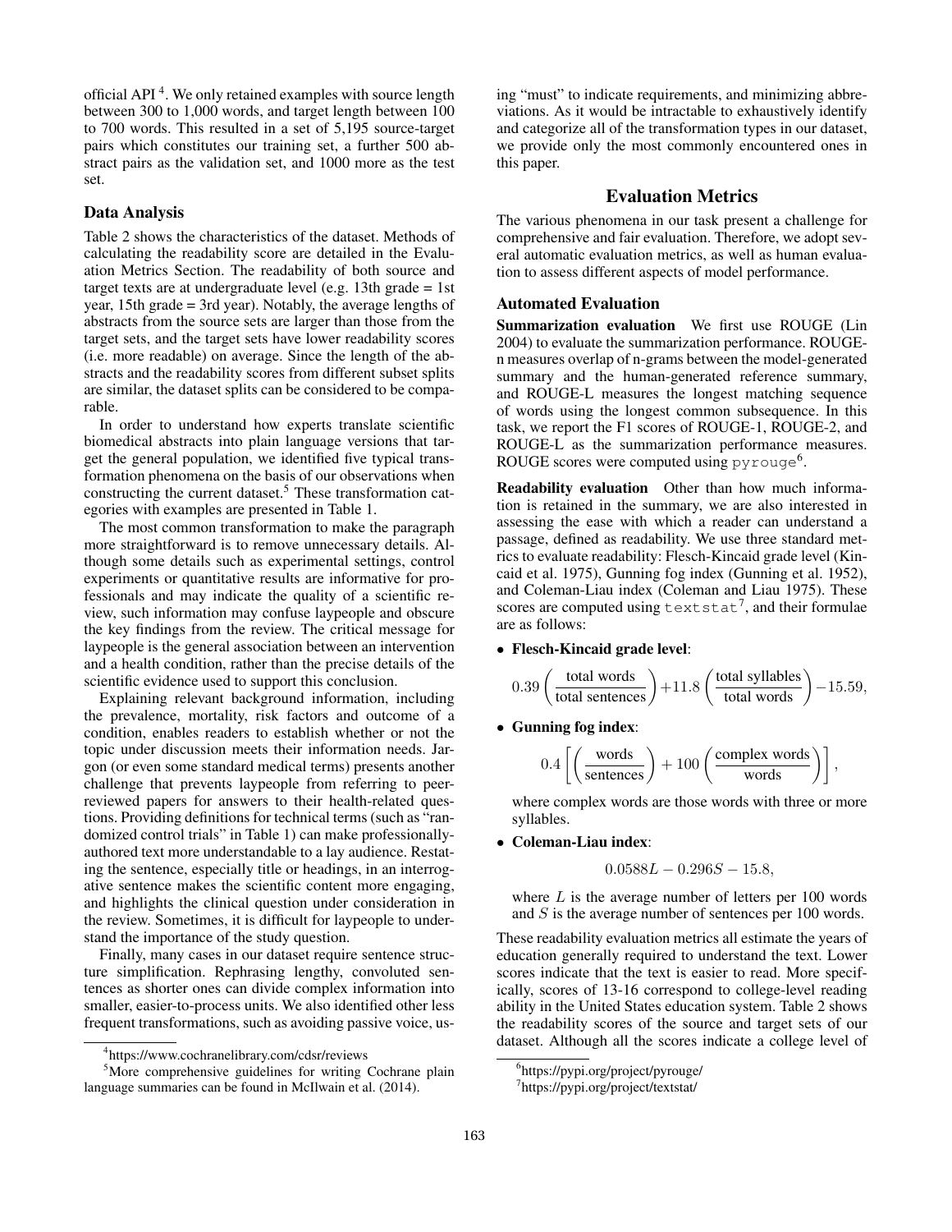official API [4]. We only retained examples with source length between 300 to 1,000 words, and target length between 100 to 700 words. This resulted in a set of 5,195 source-target pairs which constitutes our training set, a further 500 abstract pairs as the validation set, and 1000 more as the test set.

### Data Analysis

Table 2 shows the characteristics of the dataset. Methods of calculating the readability score are detailed in the Evaluation Metrics Section. The readability of both source and target texts are at undergraduate level (e.g. 13th grade = 1st year, 15th grade = 3rd year). Notably, the average lengths of abstracts from the source sets are larger than those from the target sets, and the target sets have lower readability scores (i.e. more readable) on average. Since the length of the abstracts and the readability scores from different subset splits are similar, the dataset splits can be considered to be comparable.

In order to understand how experts translate scientific biomedical abstracts into plain language versions that target the general population, we identified five typical transformation phenomena on the basis of our observations when constructing the current dataset.[5] These transformation categories with examples are presented in Table 1.

The most common transformation to make the paragraph more straightforward is to remove unnecessary details. Although some details such as experimental settings, control experiments or quantitative results are informative for professionals and may indicate the quality of a scientific review, such information may confuse laypeople and obscure the key findings from the review. The critical message for laypeople is the general association between an intervention and a health condition, rather than the precise details of the scientific evidence used to support this conclusion.

Explaining relevant background information, including the prevalence, mortality, risk factors and outcome of a condition, enables readers to establish whether or not the topic under discussion meets their information needs. Jargon (or even some standard medical terms) presents another challenge that prevents laypeople from referring to peer-reviewed papers for answers to their health-related questions. Providing definitions for technical terms (such as "randomized control trials" in Table 1) can make professionally-authored text more understandable to a lay audience. Restating the sentence, especially title or headings, in an interrogative sentence makes the scientific content more engaging, and highlights the clinical question under consideration in the review. Sometimes, it is difficult for laypeople to understand the importance of the study question.

Finally, many cases in our dataset require sentence structure simplification. Rephrasing lengthy, convoluted sentences as shorter ones can divide complex information into smaller, easier-to-process units. We also identified other less frequent transformations, such as avoiding passive voice, using "must" to indicate requirements, and minimizing abbreviations. As it would be intractable to exhaustively identify and categorize all of the transformation types in our dataset, we provide only the most commonly encountered ones in this paper.

[4] https://www.cochranelibrary.com/cdsr/reviews

[5] More comprehensive guidelines for writing Cochrane plain language summaries can be found in McIlwain et al. (2014).

## Evaluation Metrics

The various phenomena in our task present a challenge for comprehensive and fair evaluation. Therefore, we adopt several automatic evaluation metrics, as well as human evaluation to assess different aspects of model performance.

### Automated Evaluation

**Summarization evaluation** We first use ROUGE (Lin 2004) to evaluate the summarization performance. ROUGE-n measures overlap of n-grams between the model-generated summary and the human-generated reference summary, and ROUGE-L measures the longest matching sequence of words using the longest common subsequence. In this task, we report the F1 scores of ROUGE-1, ROUGE-2, and ROUGE-L as the summarization performance measures. ROUGE scores were computed using `pyrouge`[6].

**Readability evaluation** Other than how much information is retained in the summary, we are also interested in assessing the ease with which a reader can understand a passage, defined as readability. We use three standard metrics to evaluate readability: Flesch-Kincaid grade level (Kincaid et al. 1975), Gunning fog index (Gunning et al. 1952), and Coleman-Liau index (Coleman and Liau 1975). These scores are computed using `textstat`[7], and their formulae are as follows:

- **Flesch-Kincaid grade level**:

$$0.39\left(\frac{\text{total words}}{\text{total sentences}}\right)+11.8\left(\frac{\text{total syllables}}{\text{total words}}\right)-15.59,$$

- **Gunning fog index**:

$$0.4\left[\left(\frac{\text{words}}{\text{sentences}}\right)+100\left(\frac{\text{complex words}}{\text{words}}\right)\right],$$

  where complex words are those words with three or more syllables.

- **Coleman-Liau index**:

$$0.0588L-0.296S-15.8,$$

  where $L$ is the average number of letters per 100 words and $S$ is the average number of sentences per 100 words.

These readability evaluation metrics all estimate the years of education generally required to understand the text. Lower scores indicate that the text is easier to read. More specifically, scores of 13-16 correspond to college-level reading ability in the United States education system. Table 2 shows the readability scores of the source and target sets of our dataset. Although all the scores indicate a college level of

[6] https://pypi.org/project/pyrouge/

[7] https://pypi.org/project/textstat/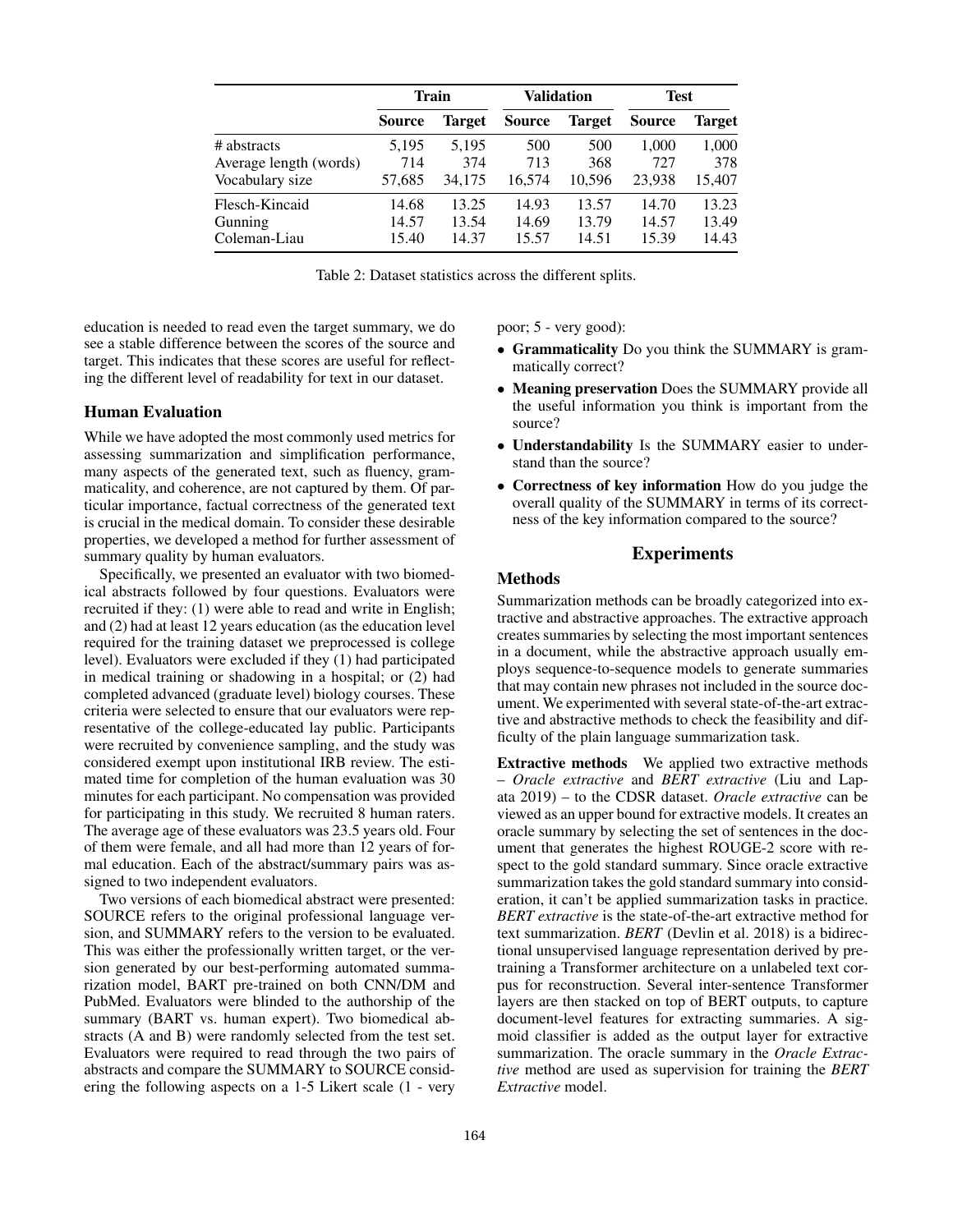|  | Train |  | Validation |  | Test |  |
|---|---|---|---|---|---|---|
|  | Source | Target | Source | Target | Source | Target |
| # abstracts | 5,195 | 5,195 | 500 | 500 | 1,000 | 1,000 |
| Average length (words) | 714 | 374 | 713 | 368 | 727 | 378 |
| Vocabulary size | 57,685 | 34,175 | 16,574 | 10,596 | 23,938 | 15,407 |
| Flesch-Kincaid | 14.68 | 13.25 | 14.93 | 13.57 | 14.70 | 13.23 |
| Gunning | 14.57 | 13.54 | 14.69 | 13.79 | 14.57 | 13.49 |
| Coleman-Liau | 15.40 | 14.37 | 15.57 | 14.51 | 15.39 | 14.43 |

Table 2: Dataset statistics across the different splits.

education is needed to read even the target summary, we do see a stable difference between the scores of the source and target. This indicates that these scores are useful for reflecting the different level of readability for text in our dataset.

## Human Evaluation

While we have adopted the most commonly used metrics for assessing summarization and simplification performance, many aspects of the generated text, such as fluency, grammaticality, and coherence, are not captured by them. Of particular importance, factual correctness of the generated text is crucial in the medical domain. To consider these desirable properties, we developed a method for further assessment of summary quality by human evaluators.

Specifically, we presented an evaluator with two biomedical abstracts followed by four questions. Evaluators were recruited if they: (1) were able to read and write in English; and (2) had at least 12 years education (as the education level required for the training dataset we preprocessed is college level). Evaluators were excluded if they (1) had participated in medical training or shadowing in a hospital; or (2) had completed advanced (graduate level) biology courses. These criteria were selected to ensure that our evaluators were representative of the college-educated lay public. Participants were recruited by convenience sampling, and the study was considered exempt upon institutional IRB review. The estimated time for completion of the human evaluation was 30 minutes for each participant. No compensation was provided for participating in this study. We recruited 8 human raters. The average age of these evaluators was 23.5 years old. Four of them were female, and all had more than 12 years of formal education. Each of the abstract/summary pairs was assigned to two independent evaluators.

Two versions of each biomedical abstract were presented: SOURCE refers to the original professional language version, and SUMMARY refers to the version to be evaluated. This was either the professionally written target, or the version generated by our best-performing automated summarization model, BART pre-trained on both CNN/DM and PubMed. Evaluators were blinded to the authorship of the summary (BART vs. human expert). Two biomedical abstracts (A and B) were randomly selected from the test set. Evaluators were required to read through the two pairs of abstracts and compare the SUMMARY to SOURCE considering the following aspects on a 1-5 Likert scale (1 - very poor; 5 - very good):

- **Grammaticality** Do you think the SUMMARY is grammatically correct?
- **Meaning preservation** Does the SUMMARY provide all the useful information you think is important from the source?
- **Understandability** Is the SUMMARY easier to understand than the source?
- **Correctness of key information** How do you judge the overall quality of the SUMMARY in terms of its correctness of the key information compared to the source?

# Experiments

## Methods

Summarization methods can be broadly categorized into extractive and abstractive approaches. The extractive approach creates summaries by selecting the most important sentences in a document, while the abstractive approach usually employs sequence-to-sequence models to generate summaries that may contain new phrases not included in the source document. We experimented with several state-of-the-art extractive and abstractive methods to check the feasibility and difficulty of the plain language summarization task.

**Extractive methods** We applied two extractive methods – *Oracle extractive* and *BERT extractive* (Liu and Lapata 2019) – to the CDSR dataset. *Oracle extractive* can be viewed as an upper bound for extractive models. It creates an oracle summary by selecting the set of sentences in the document that generates the highest ROUGE-2 score with respect to the gold standard summary. Since oracle extractive summarization takes the gold standard summary into consideration, it can't be applied summarization tasks in practice. *BERT extractive* is the state-of-the-art extractive method for text summarization. *BERT* (Devlin et al. 2018) is a bidirectional unsupervised language representation derived by pretraining a Transformer architecture on a unlabeled text corpus for reconstruction. Several inter-sentence Transformer layers are then stacked on top of BERT outputs, to capture document-level features for extracting summaries. A sigmoid classifier is added as the output layer for extractive summarization. The oracle summary in the *Oracle Extractive* method are used as supervision for training the *BERT Extractive* model.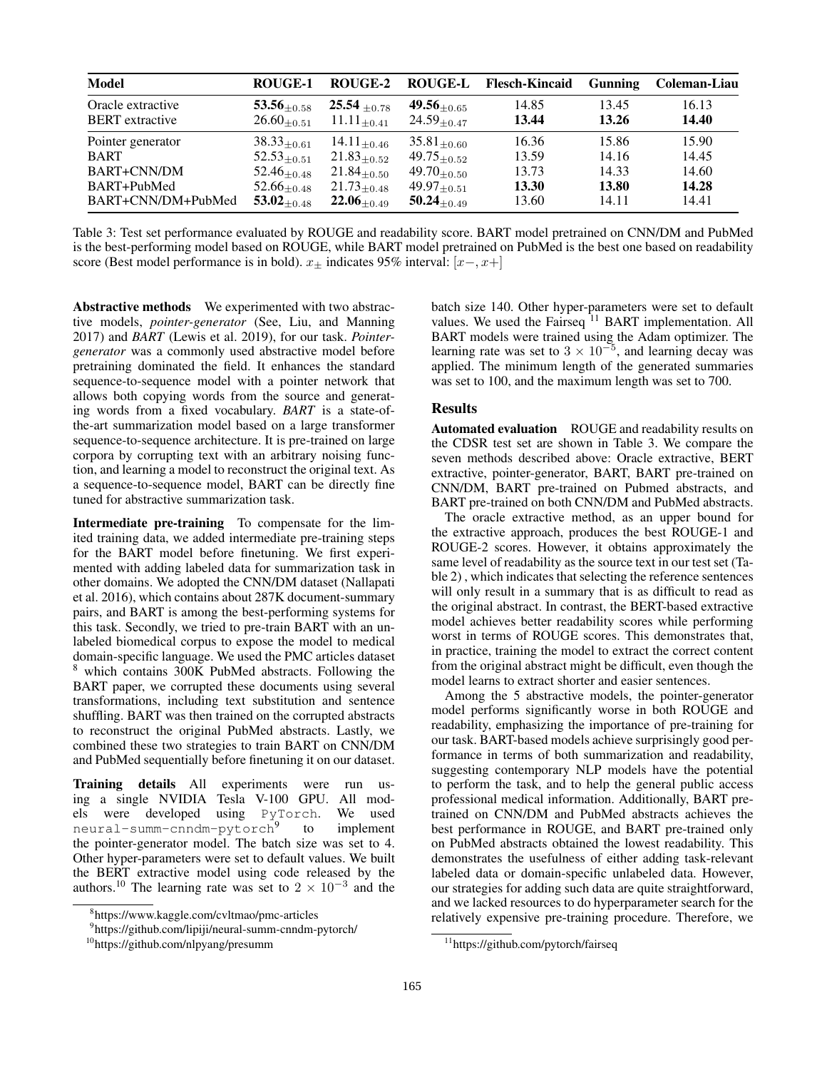| Model | ROUGE-1 | ROUGE-2 | ROUGE-L | Flesch-Kincaid | Gunning | Coleman-Liau |
|---|---|---|---|---|---|---|
| Oracle extractive | **53.56**$_{\pm 0.58}$ | **25.54** $_{\pm 0.78}$ | **49.56**$_{\pm 0.65}$ | 14.85 | 13.45 | 16.13 |
| BERT extractive | 26.60$_{\pm 0.51}$ | 11.11$_{\pm 0.41}$ | 24.59$_{\pm 0.47}$ | **13.44** | **13.26** | **14.40** |
| Pointer generator | 38.33$_{\pm 0.61}$ | 14.11$_{\pm 0.46}$ | 35.81$_{\pm 0.60}$ | 16.36 | 15.86 | 15.90 |
| BART | 52.53$_{\pm 0.51}$ | 21.83$_{\pm 0.52}$ | 49.75$_{\pm 0.52}$ | 13.59 | 14.16 | 14.45 |
| BART+CNN/DM | 52.46$_{\pm 0.48}$ | 21.84$_{\pm 0.50}$ | 49.70$_{\pm 0.50}$ | 13.73 | 14.33 | 14.60 |
| BART+PubMed | 52.66$_{\pm 0.48}$ | 21.73$_{\pm 0.48}$ | 49.97$_{\pm 0.51}$ | **13.30** | **13.80** | **14.28** |
| BART+CNN/DM+PubMed | **53.02**$_{\pm 0.48}$ | **22.06**$_{\pm 0.49}$ | **50.24**$_{\pm 0.49}$ | 13.60 | 14.11 | 14.41 |

Table 3: Test set performance evaluated by ROUGE and readability score. BART model pretrained on CNN/DM and PubMed is the best-performing model based on ROUGE, while BART model pretrained on PubMed is the best one based on readability score (Best model performance is in bold). $x_{\pm}$ indicates 95% interval: $[x-, x+]$

**Abstractive methods** We experimented with two abstractive models, *pointer-generator* (See, Liu, and Manning 2017) and *BART* (Lewis et al. 2019), for our task. *Pointer-generator* was a commonly used abstractive model before pretraining dominated the field. It enhances the standard sequence-to-sequence model with a pointer network that allows both copying words from the source and generating words from a fixed vocabulary. *BART* is a state-of-the-art summarization model based on a large transformer sequence-to-sequence architecture. It is pre-trained on large corpora by corrupting text with an arbitrary noising function, and learning a model to reconstruct the original text. As a sequence-to-sequence model, BART can be directly fine tuned for abstractive summarization task.

**Intermediate pre-training** To compensate for the limited training data, we added intermediate pre-training steps for the BART model before finetuning. We first experimented with adding labeled data for summarization task in other domains. We adopted the CNN/DM dataset (Nallapati et al. 2016), which contains about 287K document-summary pairs, and BART is among the best-performing systems for this task. Secondly, we tried to pre-train BART with an unlabeled biomedical corpus to expose the model to medical domain-specific language. We used the PMC articles dataset [8] which contains 300K PubMed abstracts. Following the BART paper, we corrupted these documents using several transformations, including text substitution and sentence shuffling. BART was then trained on the corrupted abstracts to reconstruct the original PubMed abstracts. Lastly, we combined these two strategies to train BART on CNN/DM and PubMed sequentially before finetuning it on our dataset.

**Training details** All experiments were run using a single NVIDIA Tesla V-100 GPU. All models were developed using `PyTorch`. We used `neural-summ-cnndm-pytorch`[9] to implement the pointer-generator model. The batch size was set to 4. Other hyper-parameters were set to default values. We built the BERT extractive model using code released by the authors.[10] The learning rate was set to $2 \times 10^{-3}$ and the batch size 140. Other hyper-parameters were set to default values. We used the Fairseq [11] BART implementation. All BART models were trained using the Adam optimizer. The learning rate was set to $3 \times 10^{-5}$, and learning decay was applied. The minimum length of the generated summaries was set to 100, and the maximum length was set to 700.

## Results

**Automated evaluation** ROUGE and readability results on the CDSR test set are shown in Table 3. We compare the seven methods described above: Oracle extractive, BERT extractive, pointer-generator, BART, BART pre-trained on CNN/DM, BART pre-trained on Pubmed abstracts, and BART pre-trained on both CNN/DM and PubMed abstracts.

The oracle extractive method, as an upper bound for the extractive approach, produces the best ROUGE-1 and ROUGE-2 scores. However, it obtains approximately the same level of readability as the source text in our test set (Table 2) , which indicates that selecting the reference sentences will only result in a summary that is as difficult to read as the original abstract. In contrast, the BERT-based extractive model achieves better readability scores while performing worst in terms of ROUGE scores. This demonstrates that, in practice, training the model to extract the correct content from the original abstract might be difficult, even though the model learns to extract shorter and easier sentences.

Among the 5 abstractive models, the pointer-generator model performs significantly worse in both ROUGE and readability, emphasizing the importance of pre-training for our task. BART-based models achieve surprisingly good performance in terms of both summarization and readability, suggesting contemporary NLP models have the potential to perform the task, and to help the general public access professional medical information. Additionally, BART pre-trained on CNN/DM and PubMed abstracts achieves the best performance in ROUGE, and BART pre-trained only on PubMed abstracts obtained the lowest readability. This demonstrates the usefulness of either adding task-relevant labeled data or domain-specific unlabeled data. However, our strategies for adding such data are quite straightforward, and we lacked resources to do hyperparameter search for the relatively expensive pre-training procedure. Therefore, we

[8] https://www.kaggle.com/cvltmao/pmc-articles

[9] https://github.com/lipiji/neural-summ-cnndm-pytorch/

[10] https://github.com/nlpyang/presumm

[11] https://github.com/pytorch/fairseq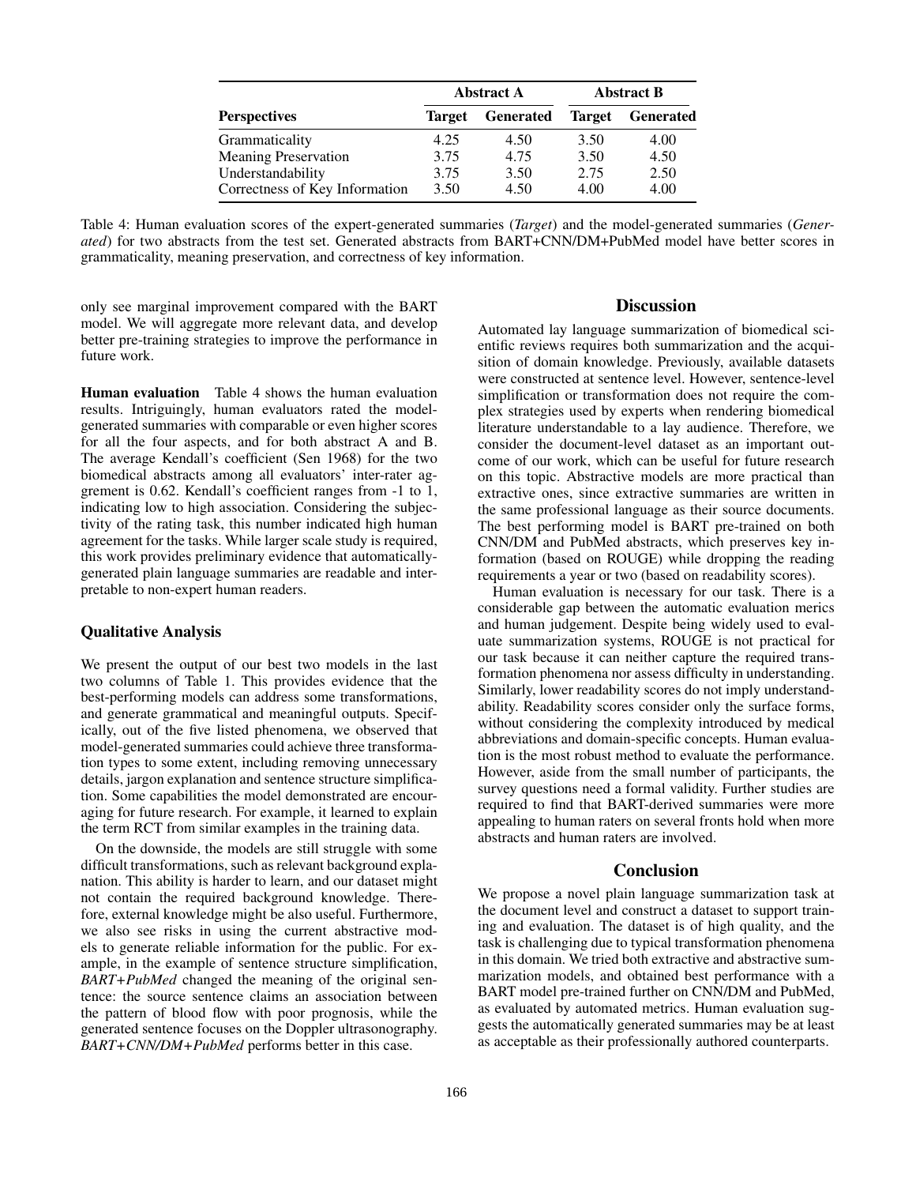| Perspectives | Abstract A | | Abstract B | |
|---|---|---|---|---|
| | **Target** | **Generated** | **Target** | **Generated** |
| Grammaticality | 4.25 | 4.50 | 3.50 | 4.00 |
| Meaning Preservation | 3.75 | 4.75 | 3.50 | 4.50 |
| Understandability | 3.75 | 3.50 | 2.75 | 2.50 |
| Correctness of Key Information | 3.50 | 4.50 | 4.00 | 4.00 |

Table 4: Human evaluation scores of the expert-generated summaries (*Target*) and the model-generated summaries (*Generated*) for two abstracts from the test set. Generated abstracts from BART+CNN/DM+PubMed model have better scores in grammaticality, meaning preservation, and correctness of key information.

only see marginal improvement compared with the BART model. We will aggregate more relevant data, and develop better pre-training strategies to improve the performance in future work.

**Human evaluation** Table 4 shows the human evaluation results. Intriguingly, human evaluators rated the model-generated summaries with comparable or even higher scores for all the four aspects, and for both abstract A and B. The average Kendall's coefficient (Sen 1968) for the two biomedical abstracts among all evaluators' inter-rater aggrement is 0.62. Kendall's coefficient ranges from -1 to 1, indicating low to high association. Considering the subjectivity of the rating task, this number indicated high human agreement for the tasks. While larger scale study is required, this work provides preliminary evidence that automatically-generated plain language summaries are readable and interpretable to non-expert human readers.

### Qualitative Analysis

We present the output of our best two models in the last two columns of Table 1. This provides evidence that the best-performing models can address some transformations, and generate grammatical and meaningful outputs. Specifically, out of the five listed phenomena, we observed that model-generated summaries could achieve three transformation types to some extent, including removing unnecessary details, jargon explanation and sentence structure simplification. Some capabilities the model demonstrated are encouraging for future research. For example, it learned to explain the term RCT from similar examples in the training data.

On the downside, the models are still struggle with some difficult transformations, such as relevant background explanation. This ability is harder to learn, and our dataset might not contain the required background knowledge. Therefore, external knowledge might be also useful. Furthermore, we also see risks in using the current abstractive models to generate reliable information for the public. For example, in the example of sentence structure simplification, *BART+PubMed* changed the meaning of the original sentence: the source sentence claims an association between the pattern of blood flow with poor prognosis, while the generated sentence focuses on the Doppler ultrasonography. *BART+CNN/DM+PubMed* performs better in this case.

## Discussion

Automated lay language summarization of biomedical scientific reviews requires both summarization and the acquisition of domain knowledge. Previously, available datasets were constructed at sentence level. However, sentence-level simplification or transformation does not require the complex strategies used by experts when rendering biomedical literature understandable to a lay audience. Therefore, we consider the document-level dataset as an important outcome of our work, which can be useful for future research on this topic. Abstractive models are more practical than extractive ones, since extractive summaries are written in the same professional language as their source documents. The best performing model is BART pre-trained on both CNN/DM and PubMed abstracts, which preserves key information (based on ROUGE) while dropping the reading requirements a year or two (based on readability scores).

Human evaluation is necessary for our task. There is a considerable gap between the automatic evaluation merics and human judgement. Despite being widely used to evaluate summarization systems, ROUGE is not practical for our task because it can neither capture the required transformation phenomena nor assess difficulty in understanding. Similarly, lower readability scores do not imply understandability. Readability scores consider only the surface forms, without considering the complexity introduced by medical abbreviations and domain-specific concepts. Human evaluation is the most robust method to evaluate the performance. However, aside from the small number of participants, the survey questions need a formal validity. Further studies are required to find that BART-derived summaries were more appealing to human raters on several fronts hold when more abstracts and human raters are involved.

## Conclusion

We propose a novel plain language summarization task at the document level and construct a dataset to support training and evaluation. The dataset is of high quality, and the task is challenging due to typical transformation phenomena in this domain. We tried both extractive and abstractive summarization models, and obtained best performance with a BART model pre-trained further on CNN/DM and PubMed, as evaluated by automated metrics. Human evaluation suggests the automatically generated summaries may be at least as acceptable as their professionally authored counterparts.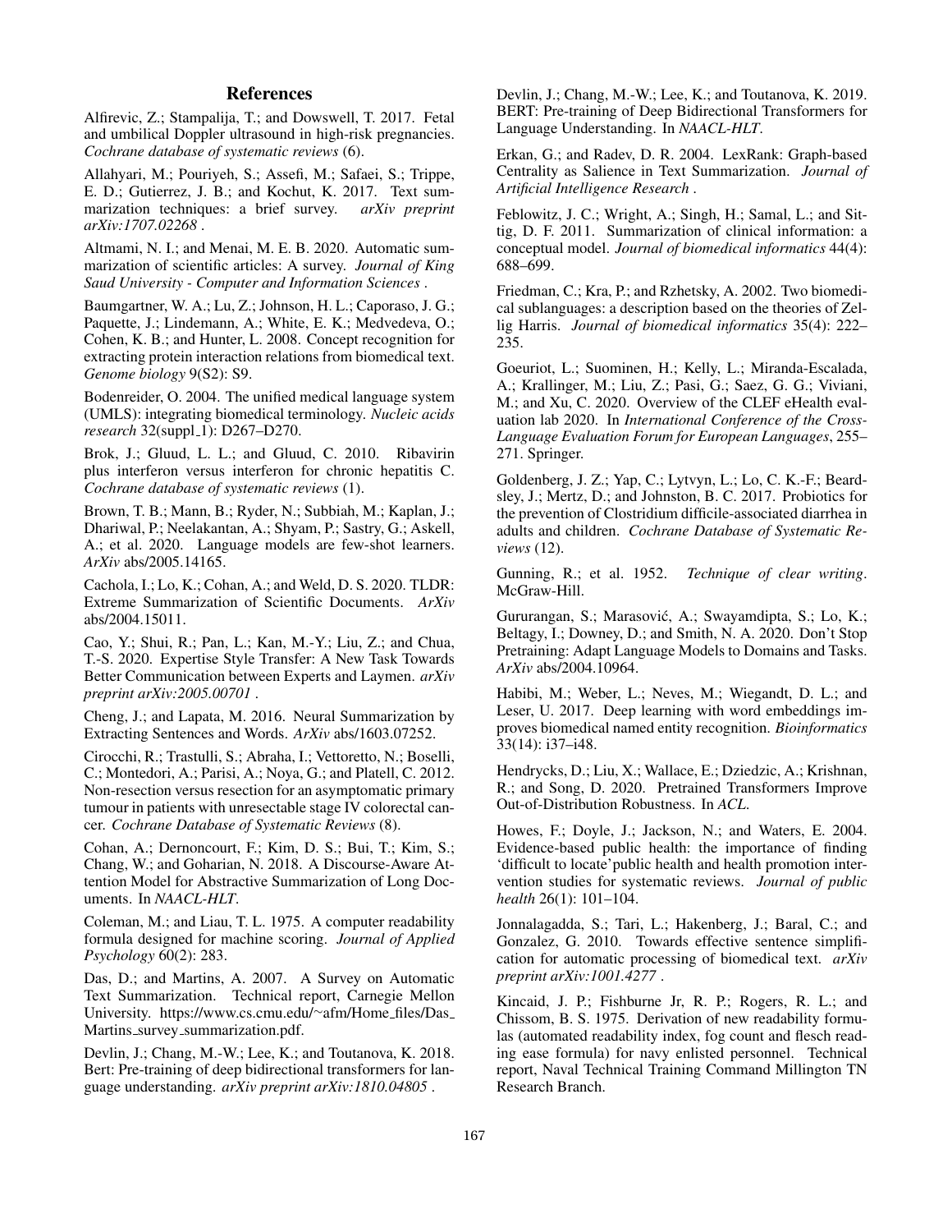# References

Alfirevic, Z.; Stampalija, T.; and Dowswell, T. 2017. Fetal and umbilical Doppler ultrasound in high-risk pregnancies. *Cochrane database of systematic reviews* (6).

Allahyari, M.; Pouriyeh, S.; Assefi, M.; Safaei, S.; Trippe, E. D.; Gutierrez, J. B.; and Kochut, K. 2017. Text summarization techniques: a brief survey. *arXiv preprint arXiv:1707.02268* .

Altmami, N. I.; and Menai, M. E. B. 2020. Automatic summarization of scientific articles: A survey. *Journal of King Saud University - Computer and Information Sciences* .

Baumgartner, W. A.; Lu, Z.; Johnson, H. L.; Caporaso, J. G.; Paquette, J.; Lindemann, A.; White, E. K.; Medvedeva, O.; Cohen, K. B.; and Hunter, L. 2008. Concept recognition for extracting protein interaction relations from biomedical text. *Genome biology* 9(S2): S9.

Bodenreider, O. 2004. The unified medical language system (UMLS): integrating biomedical terminology. *Nucleic acids research* 32(suppl_1): D267–D270.

Brok, J.; Gluud, L. L.; and Gluud, C. 2010. Ribavirin plus interferon versus interferon for chronic hepatitis C. *Cochrane database of systematic reviews* (1).

Brown, T. B.; Mann, B.; Ryder, N.; Subbiah, M.; Kaplan, J.; Dhariwal, P.; Neelakantan, A.; Shyam, P.; Sastry, G.; Askell, A.; et al. 2020. Language models are few-shot learners. *ArXiv* abs/2005.14165.

Cachola, I.; Lo, K.; Cohan, A.; and Weld, D. S. 2020. TLDR: Extreme Summarization of Scientific Documents. *ArXiv* abs/2004.15011.

Cao, Y.; Shui, R.; Pan, L.; Kan, M.-Y.; Liu, Z.; and Chua, T.-S. 2020. Expertise Style Transfer: A New Task Towards Better Communication between Experts and Laymen. *arXiv preprint arXiv:2005.00701* .

Cheng, J.; and Lapata, M. 2016. Neural Summarization by Extracting Sentences and Words. *ArXiv* abs/1603.07252.

Cirocchi, R.; Trastulli, S.; Abraha, I.; Vettoretto, N.; Boselli, C.; Montedori, A.; Parisi, A.; Noya, G.; and Platell, C. 2012. Non-resection versus resection for an asymptomatic primary tumour in patients with unresectable stage IV colorectal cancer. *Cochrane Database of Systematic Reviews* (8).

Cohan, A.; Dernoncourt, F.; Kim, D. S.; Bui, T.; Kim, S.; Chang, W.; and Goharian, N. 2018. A Discourse-Aware Attention Model for Abstractive Summarization of Long Documents. In *NAACL-HLT*.

Coleman, M.; and Liau, T. L. 1975. A computer readability formula designed for machine scoring. *Journal of Applied Psychology* 60(2): 283.

Das, D.; and Martins, A. 2007. A Survey on Automatic Text Summarization. Technical report, Carnegie Mellon University. https://www.cs.cmu.edu/~afm/Home_files/Das_Martins_survey_summarization.pdf.

Devlin, J.; Chang, M.-W.; Lee, K.; and Toutanova, K. 2018. Bert: Pre-training of deep bidirectional transformers for language understanding. *arXiv preprint arXiv:1810.04805* .

Devlin, J.; Chang, M.-W.; Lee, K.; and Toutanova, K. 2019. BERT: Pre-training of Deep Bidirectional Transformers for Language Understanding. In *NAACL-HLT*.

Erkan, G.; and Radev, D. R. 2004. LexRank: Graph-based Centrality as Salience in Text Summarization. *Journal of Artificial Intelligence Research* .

Feblowitz, J. C.; Wright, A.; Singh, H.; Samal, L.; and Sittig, D. F. 2011. Summarization of clinical information: a conceptual model. *Journal of biomedical informatics* 44(4): 688–699.

Friedman, C.; Kra, P.; and Rzhetsky, A. 2002. Two biomedical sublanguages: a description based on the theories of Zellig Harris. *Journal of biomedical informatics* 35(4): 222–235.

Goeuriot, L.; Suominen, H.; Kelly, L.; Miranda-Escalada, A.; Krallinger, M.; Liu, Z.; Pasi, G.; Saez, G. G.; Viviani, M.; and Xu, C. 2020. Overview of the CLEF eHealth evaluation lab 2020. In *International Conference of the Cross-Language Evaluation Forum for European Languages*, 255–271. Springer.

Goldenberg, J. Z.; Yap, C.; Lytvyn, L.; Lo, C. K.-F.; Beardsley, J.; Mertz, D.; and Johnston, B. C. 2017. Probiotics for the prevention of Clostridium difficile-associated diarrhea in adults and children. *Cochrane Database of Systematic Reviews* (12).

Gunning, R.; et al. 1952. *Technique of clear writing*. McGraw-Hill.

Gururangan, S.; Marasović, A.; Swayamdipta, S.; Lo, K.; Beltagy, I.; Downey, D.; and Smith, N. A. 2020. Don't Stop Pretraining: Adapt Language Models to Domains and Tasks. *ArXiv* abs/2004.10964.

Habibi, M.; Weber, L.; Neves, M.; Wiegandt, D. L.; and Leser, U. 2017. Deep learning with word embeddings improves biomedical named entity recognition. *Bioinformatics* 33(14): i37–i48.

Hendrycks, D.; Liu, X.; Wallace, E.; Dziedzic, A.; Krishnan, R.; and Song, D. 2020. Pretrained Transformers Improve Out-of-Distribution Robustness. In *ACL*.

Howes, F.; Doyle, J.; Jackson, N.; and Waters, E. 2004. Evidence-based public health: the importance of finding 'difficult to locate' public health and health promotion intervention studies for systematic reviews. *Journal of public health* 26(1): 101–104.

Jonnalagadda, S.; Tari, L.; Hakenberg, J.; Baral, C.; and Gonzalez, G. 2010. Towards effective sentence simplification for automatic processing of biomedical text. *arXiv preprint arXiv:1001.4277* .

Kincaid, J. P.; Fishburne Jr, R. P.; Rogers, R. L.; and Chissom, B. S. 1975. Derivation of new readability formulas (automated readability index, fog count and flesch reading ease formula) for navy enlisted personnel. Technical report, Naval Technical Training Command Millington TN Research Branch.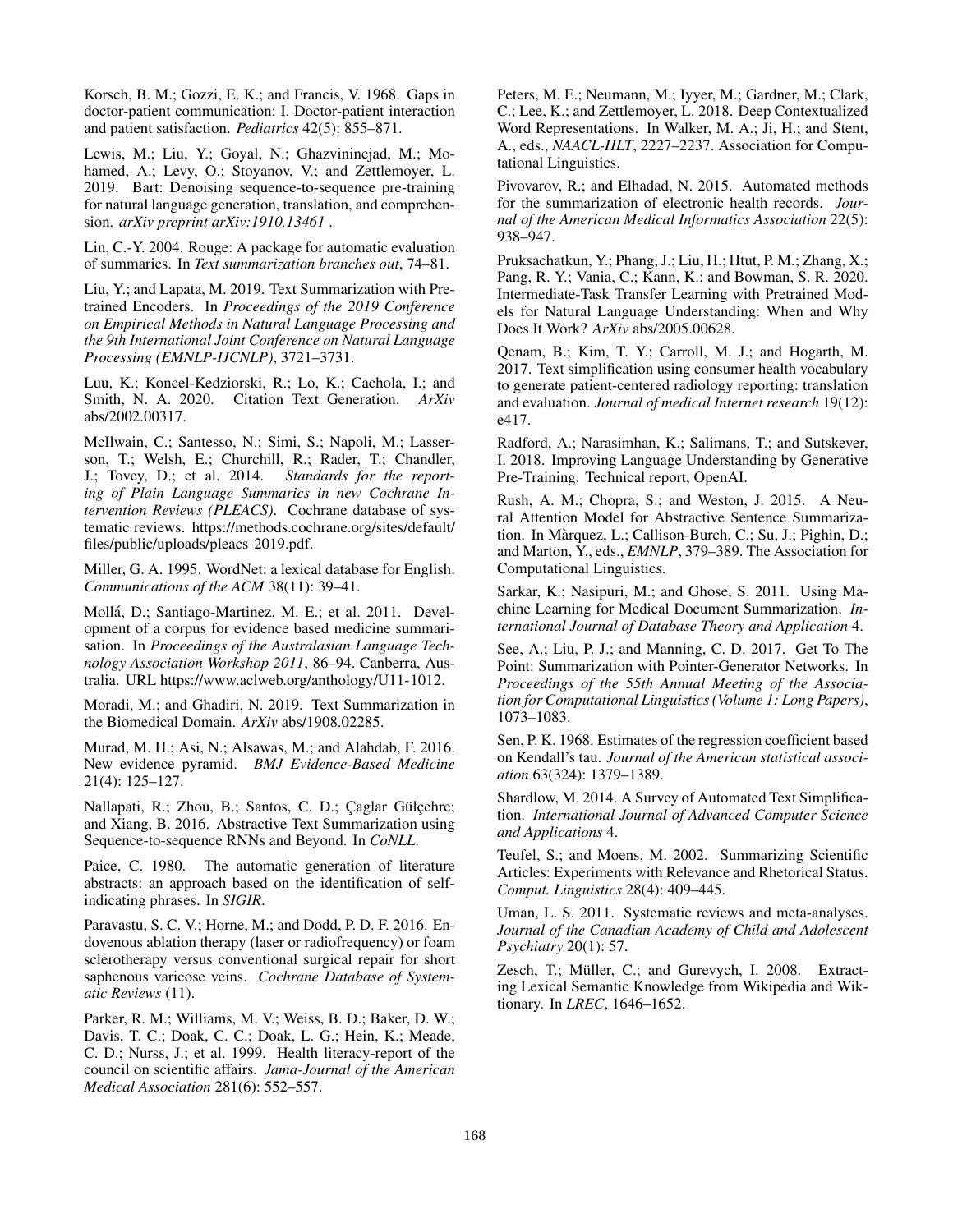Korsch, B. M.; Gozzi, E. K.; and Francis, V. 1968. Gaps in doctor-patient communication: I. Doctor-patient interaction and patient satisfaction. *Pediatrics* 42(5): 855–871.

Lewis, M.; Liu, Y.; Goyal, N.; Ghazvininejad, M.; Mohamed, A.; Levy, O.; Stoyanov, V.; and Zettlemoyer, L. 2019. Bart: Denoising sequence-to-sequence pre-training for natural language generation, translation, and comprehension. *arXiv preprint arXiv:1910.13461* .

Lin, C.-Y. 2004. Rouge: A package for automatic evaluation of summaries. In *Text summarization branches out*, 74–81.

Liu, Y.; and Lapata, M. 2019. Text Summarization with Pretrained Encoders. In *Proceedings of the 2019 Conference on Empirical Methods in Natural Language Processing and the 9th International Joint Conference on Natural Language Processing (EMNLP-IJCNLP)*, 3721–3731.

Luu, K.; Koncel-Kedziorski, R.; Lo, K.; Cachola, I.; and Smith, N. A. 2020. Citation Text Generation. *ArXiv* abs/2002.00317.

McIlwain, C.; Santesso, N.; Simi, S.; Napoli, M.; Lasserson, T.; Welsh, E.; Churchill, R.; Rader, T.; Chandler, J.; Tovey, D.; et al. 2014. *Standards for the reporting of Plain Language Summaries in new Cochrane Intervention Reviews (PLEACS)*. Cochrane database of systematic reviews. https://methods.cochrane.org/sites/default/files/public/uploads/pleacs_2019.pdf.

Miller, G. A. 1995. WordNet: a lexical database for English. *Communications of the ACM* 38(11): 39–41.

Mollá, D.; Santiago-Martinez, M. E.; et al. 2011. Development of a corpus for evidence based medicine summarisation. In *Proceedings of the Australasian Language Technology Association Workshop 2011*, 86–94. Canberra, Australia. URL https://www.aclweb.org/anthology/U11-1012.

Moradi, M.; and Ghadiri, N. 2019. Text Summarization in the Biomedical Domain. *ArXiv* abs/1908.02285.

Murad, M. H.; Asi, N.; Alsawas, M.; and Alahdab, F. 2016. New evidence pyramid. *BMJ Evidence-Based Medicine* 21(4): 125–127.

Nallapati, R.; Zhou, B.; Santos, C. D.; Çaglar Gülçehre; and Xiang, B. 2016. Abstractive Text Summarization using Sequence-to-sequence RNNs and Beyond. In *CoNLL*.

Paice, C. 1980. The automatic generation of literature abstracts: an approach based on the identification of self-indicating phrases. In *SIGIR*.

Paravastu, S. C. V.; Horne, M.; and Dodd, P. D. F. 2016. Endovenous ablation therapy (laser or radiofrequency) or foam sclerotherapy versus conventional surgical repair for short saphenous varicose veins. *Cochrane Database of Systematic Reviews* (11).

Parker, R. M.; Williams, M. V.; Weiss, B. D.; Baker, D. W.; Davis, T. C.; Doak, C. C.; Doak, L. G.; Hein, K.; Meade, C. D.; Nurss, J.; et al. 1999. Health literacy-report of the council on scientific affairs. *Jama-Journal of the American Medical Association* 281(6): 552–557.

Peters, M. E.; Neumann, M.; Iyyer, M.; Gardner, M.; Clark, C.; Lee, K.; and Zettlemoyer, L. 2018. Deep Contextualized Word Representations. In Walker, M. A.; Ji, H.; and Stent, A., eds., *NAACL-HLT*, 2227–2237. Association for Computational Linguistics.

Pivovarov, R.; and Elhadad, N. 2015. Automated methods for the summarization of electronic health records. *Journal of the American Medical Informatics Association* 22(5): 938–947.

Pruksachatkun, Y.; Phang, J.; Liu, H.; Htut, P. M.; Zhang, X.; Pang, R. Y.; Vania, C.; Kann, K.; and Bowman, S. R. 2020. Intermediate-Task Transfer Learning with Pretrained Models for Natural Language Understanding: When and Why Does It Work? *ArXiv* abs/2005.00628.

Qenam, B.; Kim, T. Y.; Carroll, M. J.; and Hogarth, M. 2017. Text simplification using consumer health vocabulary to generate patient-centered radiology reporting: translation and evaluation. *Journal of medical Internet research* 19(12): e417.

Radford, A.; Narasimhan, K.; Salimans, T.; and Sutskever, I. 2018. Improving Language Understanding by Generative Pre-Training. Technical report, OpenAI.

Rush, A. M.; Chopra, S.; and Weston, J. 2015. A Neural Attention Model for Abstractive Sentence Summarization. In Màrquez, L.; Callison-Burch, C.; Su, J.; Pighin, D.; and Marton, Y., eds., *EMNLP*, 379–389. The Association for Computational Linguistics.

Sarkar, K.; Nasipuri, M.; and Ghose, S. 2011. Using Machine Learning for Medical Document Summarization. *International Journal of Database Theory and Application* 4.

See, A.; Liu, P. J.; and Manning, C. D. 2017. Get To The Point: Summarization with Pointer-Generator Networks. In *Proceedings of the 55th Annual Meeting of the Association for Computational Linguistics (Volume 1: Long Papers)*, 1073–1083.

Sen, P. K. 1968. Estimates of the regression coefficient based on Kendall's tau. *Journal of the American statistical association* 63(324): 1379–1389.

Shardlow, M. 2014. A Survey of Automated Text Simplification. *International Journal of Advanced Computer Science and Applications* 4.

Teufel, S.; and Moens, M. 2002. Summarizing Scientific Articles: Experiments with Relevance and Rhetorical Status. *Comput. Linguistics* 28(4): 409–445.

Uman, L. S. 2011. Systematic reviews and meta-analyses. *Journal of the Canadian Academy of Child and Adolescent Psychiatry* 20(1): 57.

Zesch, T.; Müller, C.; and Gurevych, I. 2008. Extracting Lexical Semantic Knowledge from Wikipedia and Wiktionary. In *LREC*, 1646–1652.